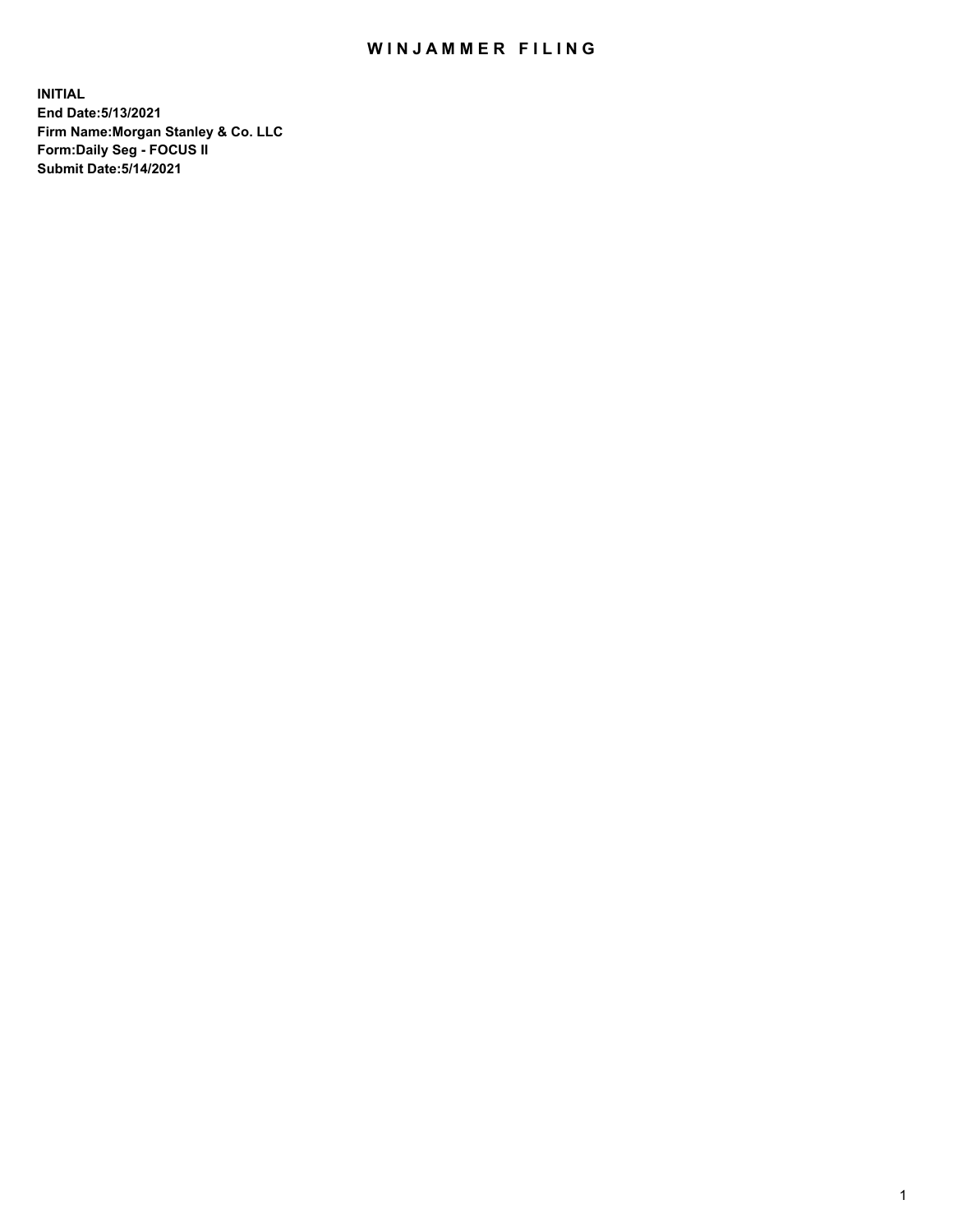# WINJAMMER FILING

**INITIAL**
**End Date:5/13/2021**
**Firm Name:Morgan Stanley & Co. LLC**
**Form:Daily Seg - FOCUS II**
**Submit Date:5/14/2021**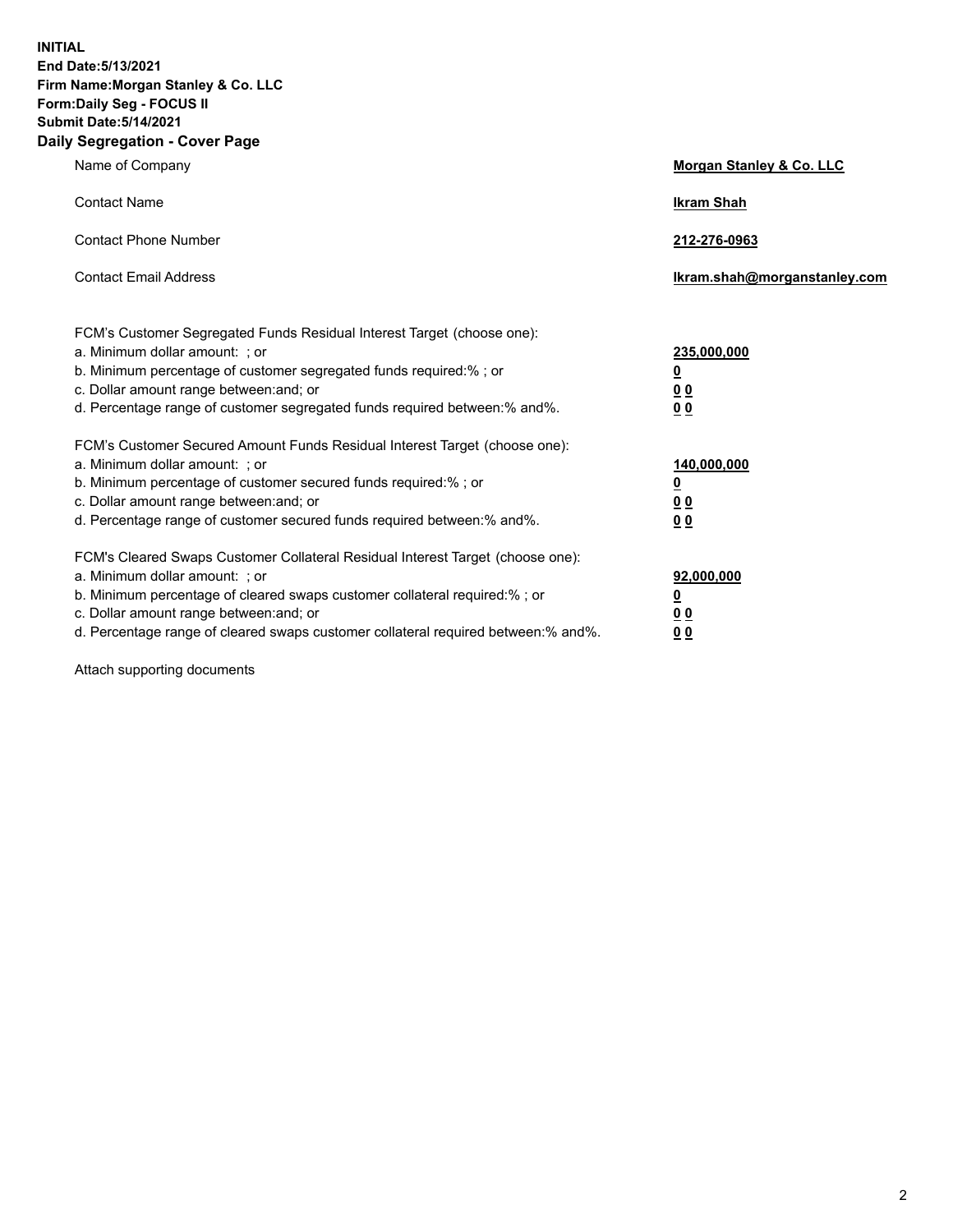**INITIAL**
**End Date:5/13/2021**
**Firm Name:Morgan Stanley & Co. LLC**
**Form:Daily Seg - FOCUS II**
**Submit Date:5/14/2021**
**Daily Segregation - Cover Page**

| | |
|---|---|
| Name of Company | **Morgan Stanley & Co. LLC** |
| Contact Name | **Ikram Shah** |
| Contact Phone Number | **212-276-0963** |
| Contact Email Address | **Ikram.shah@morganstanley.com** |

FCM's Customer Segregated Funds Residual Interest Target (choose one):

| | |
|---|---|
| a. Minimum dollar amount: ; or | **235,000,000** |
| b. Minimum percentage of customer segregated funds required:% ; or | **0** |
| c. Dollar amount range between:and; or | **0 0** |
| d. Percentage range of customer segregated funds required between:% and%. | **0 0** |

FCM's Customer Secured Amount Funds Residual Interest Target (choose one):

| | |
|---|---|
| a. Minimum dollar amount: ; or | **140,000,000** |
| b. Minimum percentage of customer secured funds required:% ; or | **0** |
| c. Dollar amount range between:and; or | **0 0** |
| d. Percentage range of customer secured funds required between:% and%. | **0 0** |

FCM's Cleared Swaps Customer Collateral Residual Interest Target (choose one):

| | |
|---|---|
| a. Minimum dollar amount: ; or | **92,000,000** |
| b. Minimum percentage of cleared swaps customer collateral required:% ; or | **0** |
| c. Dollar amount range between:and; or | **0 0** |
| d. Percentage range of cleared swaps customer collateral required between:% and%. | **0 0** |

Attach supporting documents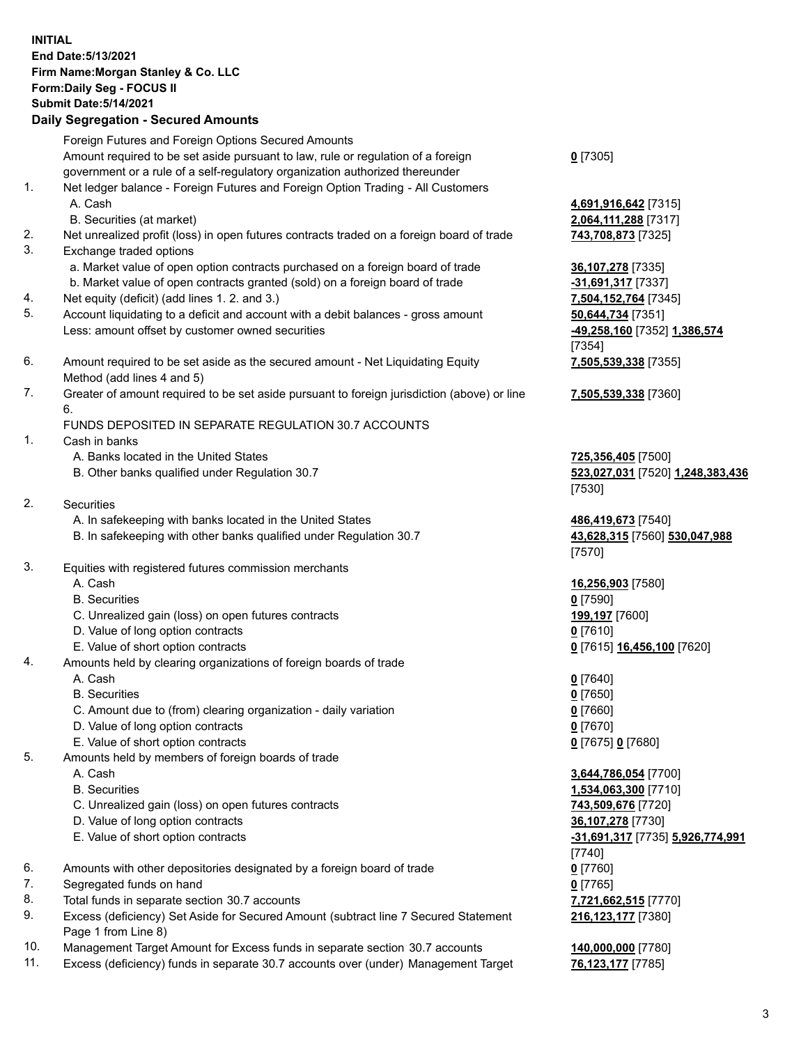**INITIAL**
**End Date:5/13/2021**
**Firm Name:Morgan Stanley & Co. LLC**
**Form:Daily Seg - FOCUS II**
**Submit Date:5/14/2021**

### Daily Segregation - Secured Amounts

| | | |
|---|---|---|
| | Foreign Futures and Foreign Options Secured Amounts | |
| | Amount required to be set aside pursuant to law, rule or regulation of a foreign government or a rule of a self-regulatory organization authorized thereunder | **0** [7305] |
| 1. | Net ledger balance - Foreign Futures and Foreign Option Trading - All Customers | |
| | A. Cash | **4,691,916,642** [7315] |
| | B. Securities (at market) | **2,064,111,288** [7317] |
| 2. | Net unrealized profit (loss) in open futures contracts traded on a foreign board of trade | **743,708,873** [7325] |
| 3. | Exchange traded options | |
| | a. Market value of open option contracts purchased on a foreign board of trade | **36,107,278** [7335] |
| | b. Market value of open contracts granted (sold) on a foreign board of trade | **-31,691,317** [7337] |
| 4. | Net equity (deficit) (add lines 1. 2. and 3.) | **7,504,152,764** [7345] |
| 5. | Account liquidating to a deficit and account with a debit balances - gross amount | **50,644,734** [7351] |
| | Less: amount offset by customer owned securities | **-49,258,160** [7352] **1,386,574** [7354] |
| 6. | Amount required to be set aside as the secured amount - Net Liquidating Equity Method (add lines 4 and 5) | **7,505,539,338** [7355] |
| 7. | Greater of amount required to be set aside pursuant to foreign jurisdiction (above) or line 6. | **7,505,539,338** [7360] |
| | FUNDS DEPOSITED IN SEPARATE REGULATION 30.7 ACCOUNTS | |
| 1. | Cash in banks | |
| | A. Banks located in the United States | **725,356,405** [7500] |
| | B. Other banks qualified under Regulation 30.7 | **523,027,031** [7520] **1,248,383,436** [7530] |
| 2. | Securities | |
| | A. In safekeeping with banks located in the United States | **486,419,673** [7540] |
| | B. In safekeeping with other banks qualified under Regulation 30.7 | **43,628,315** [7560] **530,047,988** [7570] |
| 3. | Equities with registered futures commission merchants | |
| | A. Cash | **16,256,903** [7580] |
| | B. Securities | **0** [7590] |
| | C. Unrealized gain (loss) on open futures contracts | **199,197** [7600] |
| | D. Value of long option contracts | **0** [7610] |
| | E. Value of short option contracts | **0** [7615] **16,456,100** [7620] |
| 4. | Amounts held by clearing organizations of foreign boards of trade | |
| | A. Cash | **0** [7640] |
| | B. Securities | **0** [7650] |
| | C. Amount due to (from) clearing organization - daily variation | **0** [7660] |
| | D. Value of long option contracts | **0** [7670] |
| | E. Value of short option contracts | **0** [7675] **0** [7680] |
| 5. | Amounts held by members of foreign boards of trade | |
| | A. Cash | **3,644,786,054** [7700] |
| | B. Securities | **1,534,063,300** [7710] |
| | C. Unrealized gain (loss) on open futures contracts | **743,509,676** [7720] |
| | D. Value of long option contracts | **36,107,278** [7730] |
| | E. Value of short option contracts | **-31,691,317** [7735] **5,926,774,991** [7740] |
| 6. | Amounts with other depositories designated by a foreign board of trade | **0** [7760] |
| 7. | Segregated funds on hand | **0** [7765] |
| 8. | Total funds in separate section 30.7 accounts | **7,721,662,515** [7770] |
| 9. | Excess (deficiency) Set Aside for Secured Amount (subtract line 7 Secured Statement Page 1 from Line 8) | **216,123,177** [7380] |
| 10. | Management Target Amount for Excess funds in separate section 30.7 accounts | **140,000,000** [7780] |
| 11. | Excess (deficiency) funds in separate 30.7 accounts over (under) Management Target | **76,123,177** [7785] |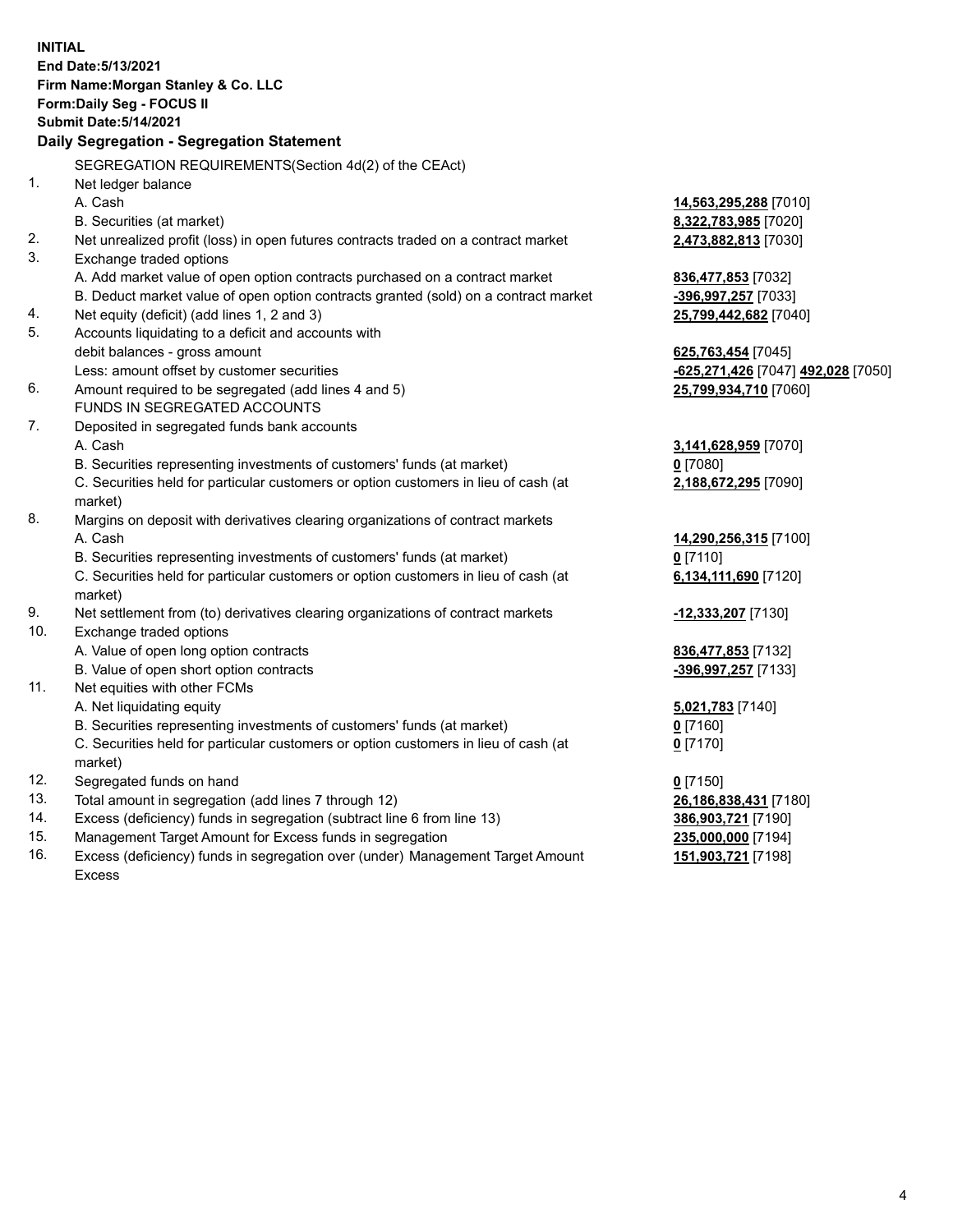**INITIAL**
**End Date:5/13/2021**
**Firm Name:Morgan Stanley & Co. LLC**
**Form:Daily Seg - FOCUS II**
**Submit Date:5/14/2021**

## Daily Segregation - Segregation Statement

| | | |
|---|---|---|
| | SEGREGATION REQUIREMENTS(Section 4d(2) of the CEAct) | |
| 1. | Net ledger balance | |
| | A. Cash | **14,563,295,288** [7010] |
| | B. Securities (at market) | **8,322,783,985** [7020] |
| 2. | Net unrealized profit (loss) in open futures contracts traded on a contract market | **2,473,882,813** [7030] |
| 3. | Exchange traded options | |
| | A. Add market value of open option contracts purchased on a contract market | **836,477,853** [7032] |
| | B. Deduct market value of open option contracts granted (sold) on a contract market | **-396,997,257** [7033] |
| 4. | Net equity (deficit) (add lines 1, 2 and 3) | **25,799,442,682** [7040] |
| 5. | Accounts liquidating to a deficit and accounts with | |
| | debit balances - gross amount | **625,763,454** [7045] |
| | Less: amount offset by customer securities | **-625,271,426** [7047] **492,028** [7050] |
| 6. | Amount required to be segregated (add lines 4 and 5) | **25,799,934,710** [7060] |
| | FUNDS IN SEGREGATED ACCOUNTS | |
| 7. | Deposited in segregated funds bank accounts | |
| | A. Cash | **3,141,628,959** [7070] |
| | B. Securities representing investments of customers' funds (at market) | **0** [7080] |
| | C. Securities held for particular customers or option customers in lieu of cash (at market) | **2,188,672,295** [7090] |
| 8. | Margins on deposit with derivatives clearing organizations of contract markets | |
| | A. Cash | **14,290,256,315** [7100] |
| | B. Securities representing investments of customers' funds (at market) | **0** [7110] |
| | C. Securities held for particular customers or option customers in lieu of cash (at market) | **6,134,111,690** [7120] |
| 9. | Net settlement from (to) derivatives clearing organizations of contract markets | **-12,333,207** [7130] |
| 10. | Exchange traded options | |
| | A. Value of open long option contracts | **836,477,853** [7132] |
| | B. Value of open short option contracts | **-396,997,257** [7133] |
| 11. | Net equities with other FCMs | |
| | A. Net liquidating equity | **5,021,783** [7140] |
| | B. Securities representing investments of customers' funds (at market) | **0** [7160] |
| | C. Securities held for particular customers or option customers in lieu of cash (at market) | **0** [7170] |
| 12. | Segregated funds on hand | **0** [7150] |
| 13. | Total amount in segregation (add lines 7 through 12) | **26,186,838,431** [7180] |
| 14. | Excess (deficiency) funds in segregation (subtract line 6 from line 13) | **386,903,721** [7190] |
| 15. | Management Target Amount for Excess funds in segregation | **235,000,000** [7194] |
| 16. | Excess (deficiency) funds in segregation over (under) Management Target Amount Excess | **151,903,721** [7198] |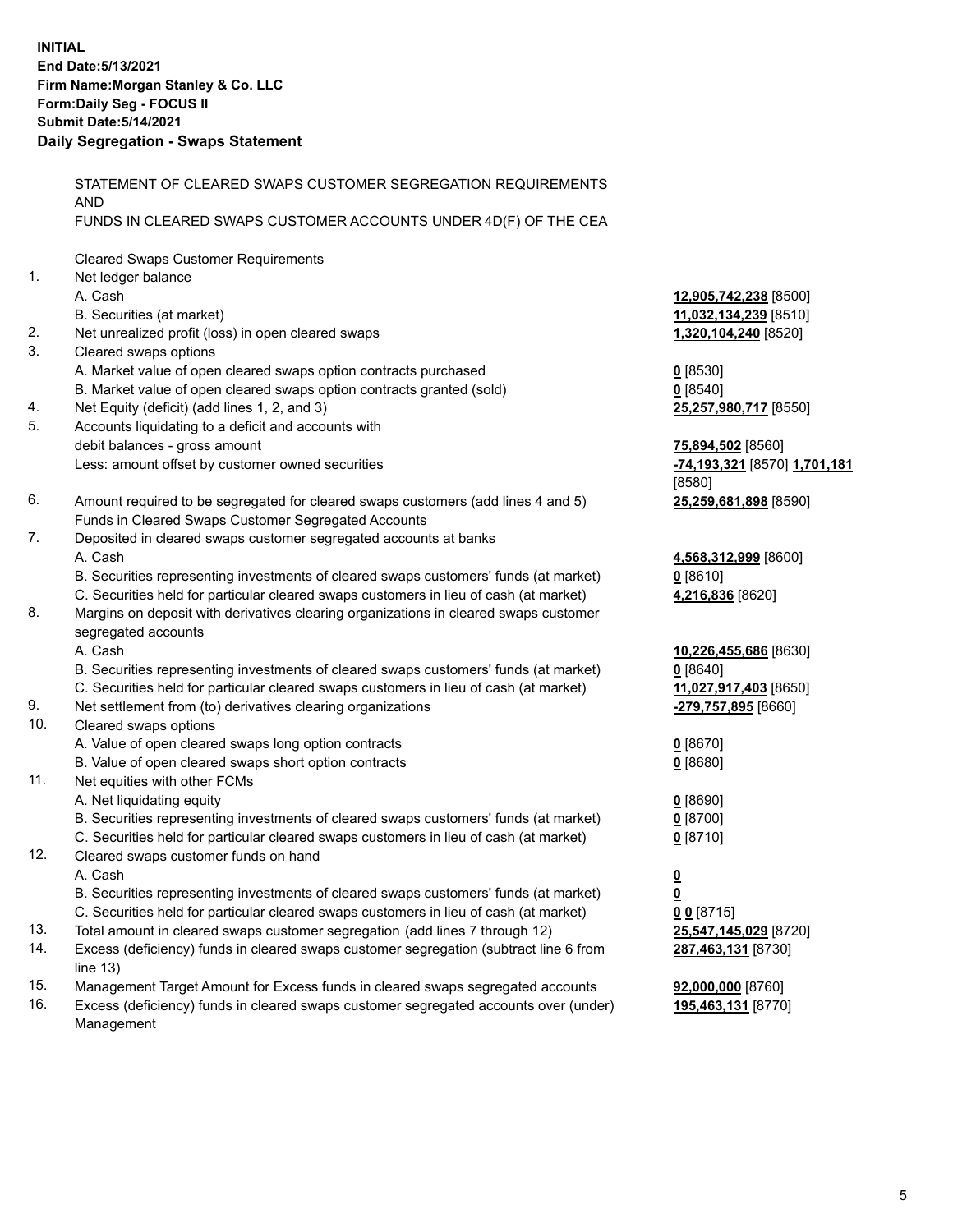**INITIAL**
**End Date:5/13/2021**
**Firm Name:Morgan Stanley & Co. LLC**
**Form:Daily Seg - FOCUS II**
**Submit Date:5/14/2021**
**Daily Segregation - Swaps Statement**

STATEMENT OF CLEARED SWAPS CUSTOMER SEGREGATION REQUIREMENTS AND FUNDS IN CLEARED SWAPS CUSTOMER ACCOUNTS UNDER 4D(F) OF THE CEA

| | | |
|---|---|---|
| | Cleared Swaps Customer Requirements | |
| 1. | Net ledger balance | |
| | A. Cash | **12,905,742,238** [8500] |
| | B. Securities (at market) | **11,032,134,239** [8510] |
| 2. | Net unrealized profit (loss) in open cleared swaps | **1,320,104,240** [8520] |
| 3. | Cleared swaps options | |
| | A. Market value of open cleared swaps option contracts purchased | **0** [8530] |
| | B. Market value of open cleared swaps option contracts granted (sold) | **0** [8540] |
| 4. | Net Equity (deficit) (add lines 1, 2, and 3) | **25,257,980,717** [8550] |
| 5. | Accounts liquidating to a deficit and accounts with debit balances - gross amount | **75,894,502** [8560] |
| | Less: amount offset by customer owned securities | **-74,193,321** [8570] **1,701,181** [8580] |
| 6. | Amount required to be segregated for cleared swaps customers (add lines 4 and 5) | **25,259,681,898** [8590] |
| | Funds in Cleared Swaps Customer Segregated Accounts | |
| 7. | Deposited in cleared swaps customer segregated accounts at banks | |
| | A. Cash | **4,568,312,999** [8600] |
| | B. Securities representing investments of cleared swaps customers' funds (at market) | **0** [8610] |
| | C. Securities held for particular cleared swaps customers in lieu of cash (at market) | **4,216,836** [8620] |
| 8. | Margins on deposit with derivatives clearing organizations in cleared swaps customer segregated accounts | |
| | A. Cash | **10,226,455,686** [8630] |
| | B. Securities representing investments of cleared swaps customers' funds (at market) | **0** [8640] |
| | C. Securities held for particular cleared swaps customers in lieu of cash (at market) | **11,027,917,403** [8650] |
| 9. | Net settlement from (to) derivatives clearing organizations | **-279,757,895** [8660] |
| 10. | Cleared swaps options | |
| | A. Value of open cleared swaps long option contracts | **0** [8670] |
| | B. Value of open cleared swaps short option contracts | **0** [8680] |
| 11. | Net equities with other FCMs | |
| | A. Net liquidating equity | **0** [8690] |
| | B. Securities representing investments of cleared swaps customers' funds (at market) | **0** [8700] |
| | C. Securities held for particular cleared swaps customers in lieu of cash (at market) | **0** [8710] |
| 12. | Cleared swaps customer funds on hand | |
| | A. Cash | **0** |
| | B. Securities representing investments of cleared swaps customers' funds (at market) | **0** |
| | C. Securities held for particular cleared swaps customers in lieu of cash (at market) | **0** **0** [8715] |
| 13. | Total amount in cleared swaps customer segregation (add lines 7 through 12) | **25,547,145,029** [8720] |
| 14. | Excess (deficiency) funds in cleared swaps customer segregation (subtract line 6 from line 13) | **287,463,131** [8730] |
| 15. | Management Target Amount for Excess funds in cleared swaps segregated accounts | **92,000,000** [8760] |
| 16. | Excess (deficiency) funds in cleared swaps customer segregated accounts over (under) Management | **195,463,131** [8770] |